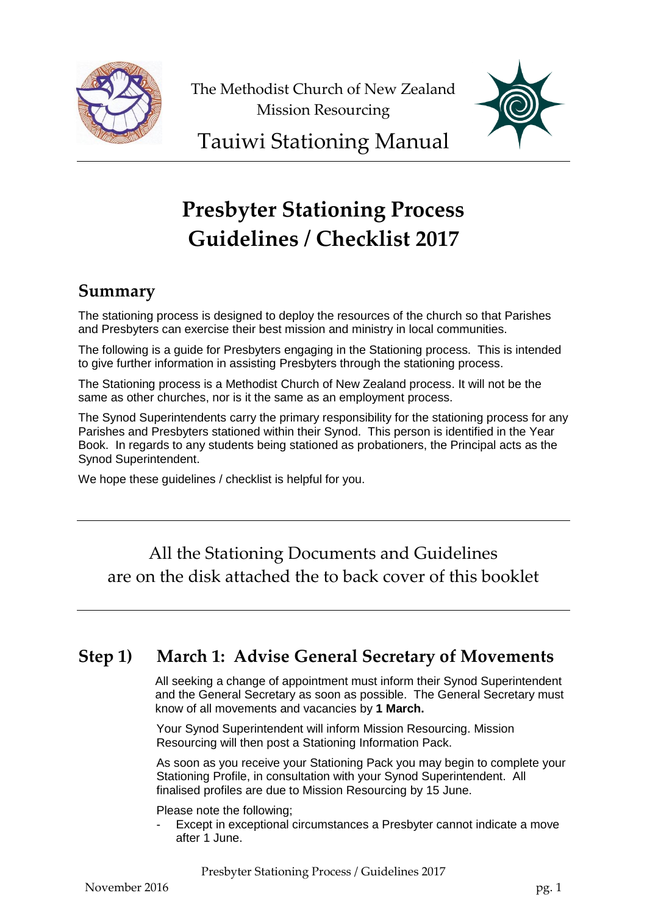The Methodist Church of New Zealand
Mission Resourcing

Tauiwi Stationing Manual

# Presbyter Stationing Process Guidelines / Checklist 2017

## Summary

The stationing process is designed to deploy the resources of the church so that Parishes and Presbyters can exercise their best mission and ministry in local communities.

The following is a guide for Presbyters engaging in the Stationing process. This is intended to give further information in assisting Presbyters through the stationing process.

The Stationing process is a Methodist Church of New Zealand process. It will not be the same as other churches, nor is it the same as an employment process.

The Synod Superintendents carry the primary responsibility for the stationing process for any Parishes and Presbyters stationed within their Synod. This person is identified in the Year Book. In regards to any students being stationed as probationers, the Principal acts as the Synod Superintendent.

We hope these guidelines / checklist is helpful for you.

---

All the Stationing Documents and Guidelines are on the disk attached the to back cover of this booklet

---

## Step 1) March 1: Advise General Secretary of Movements

All seeking a change of appointment must inform their Synod Superintendent and the General Secretary as soon as possible. The General Secretary must know of all movements and vacancies by **1 March.**

Your Synod Superintendent will inform Mission Resourcing. Mission Resourcing will then post a Stationing Information Pack.

As soon as you receive your Stationing Pack you may begin to complete your Stationing Profile, in consultation with your Synod Superintendent. All finalised profiles are due to Mission Resourcing by 15 June.

Please note the following;

- Except in exceptional circumstances a Presbyter cannot indicate a move after 1 June.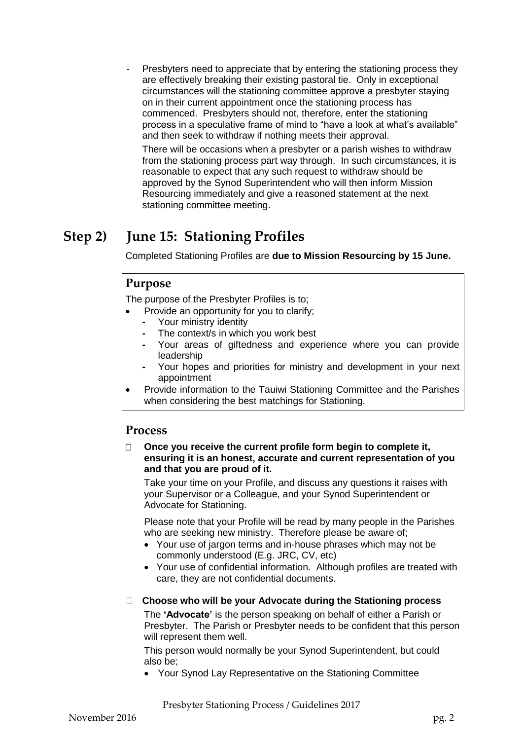- Presbyters need to appreciate that by entering the stationing process they are effectively breaking their existing pastoral tie. Only in exceptional circumstances will the stationing committee approve a presbyter staying on in their current appointment once the stationing process has commenced. Presbyters should not, therefore, enter the stationing process in a speculative frame of mind to "have a look at what's available" and then seek to withdraw if nothing meets their approval.

  There will be occasions when a presbyter or a parish wishes to withdraw from the stationing process part way through. In such circumstances, it is reasonable to expect that any such request to withdraw should be approved by the Synod Superintendent who will then inform Mission Resourcing immediately and give a reasoned statement at the next stationing committee meeting.

## Step 2) June 15: Stationing Profiles

Completed Stationing Profiles are **due to Mission Resourcing by 15 June.**

### Purpose

The purpose of the Presbyter Profiles is to;

- Provide an opportunity for you to clarify;
  - Your ministry identity
  - The context/s in which you work best
  - Your areas of giftedness and experience where you can provide leadership
  - Your hopes and priorities for ministry and development in your next appointment
- Provide information to the Tauiwi Stationing Committee and the Parishes when considering the best matchings for Stationing.

### Process

☐ **Once you receive the current profile form begin to complete it, ensuring it is an honest, accurate and current representation of you and that you are proud of it.**

Take your time on your Profile, and discuss any questions it raises with your Supervisor or a Colleague, and your Synod Superintendent or Advocate for Stationing.

Please note that your Profile will be read by many people in the Parishes who are seeking new ministry. Therefore please be aware of;

- Your use of jargon terms and in-house phrases which may not be commonly understood (E.g. JRC, CV, etc)
- Your use of confidential information. Although profiles are treated with care, they are not confidential documents.

☐ **Choose who will be your Advocate during the Stationing process**

The **'Advocate'** is the person speaking on behalf of either a Parish or Presbyter. The Parish or Presbyter needs to be confident that this person will represent them well.

This person would normally be your Synod Superintendent, but could also be;

- Your Synod Lay Representative on the Stationing Committee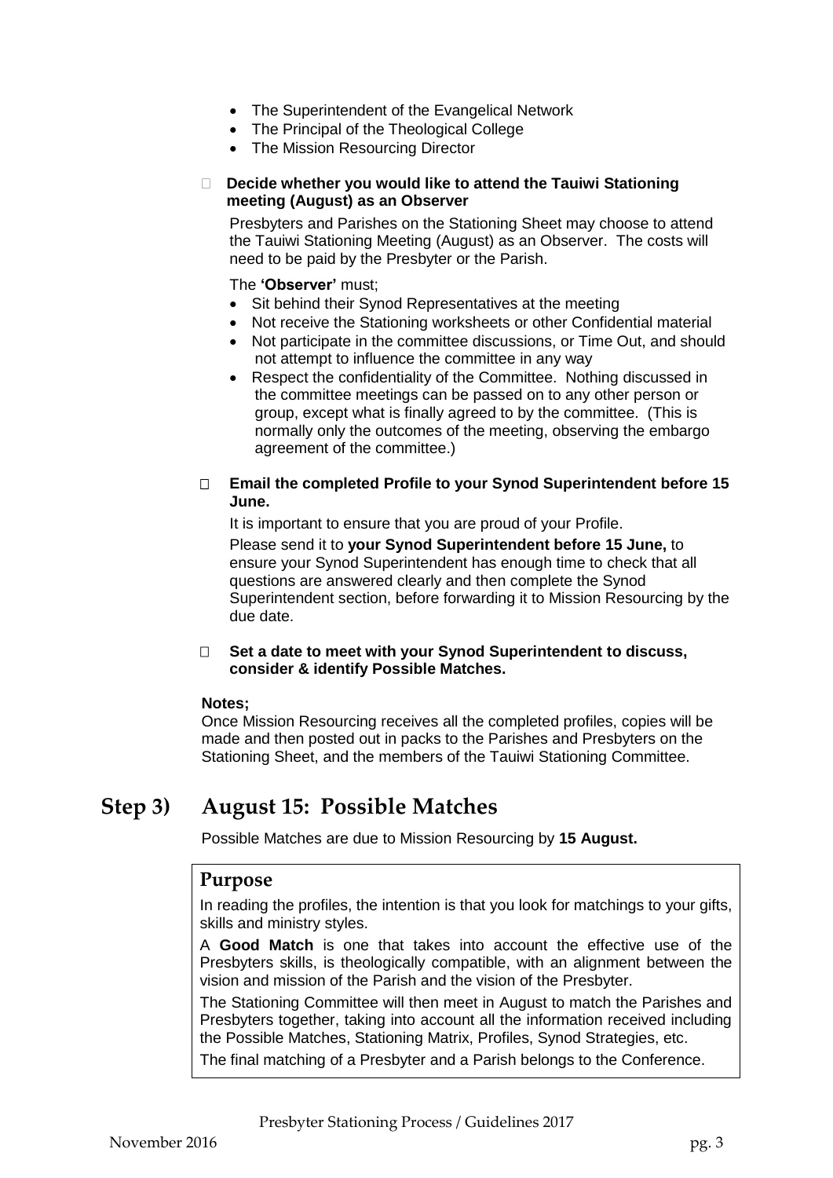- The Superintendent of the Evangelical Network
- The Principal of the Theological College
- The Mission Resourcing Director

- [ ] **Decide whether you would like to attend the Tauiwi Stationing meeting (August) as an Observer**

Presbyters and Parishes on the Stationing Sheet may choose to attend the Tauiwi Stationing Meeting (August) as an Observer. The costs will need to be paid by the Presbyter or the Parish.

The **'Observer'** must;

- Sit behind their Synod Representatives at the meeting
- Not receive the Stationing worksheets or other Confidential material
- Not participate in the committee discussions, or Time Out, and should not attempt to influence the committee in any way
- Respect the confidentiality of the Committee. Nothing discussed in the committee meetings can be passed on to any other person or group, except what is finally agreed to by the committee. (This is normally only the outcomes of the meeting, observing the embargo agreement of the committee.)

- [ ] **Email the completed Profile to your Synod Superintendent before 15 June.**

It is important to ensure that you are proud of your Profile.

Please send it to **your Synod Superintendent before 15 June,** to ensure your Synod Superintendent has enough time to check that all questions are answered clearly and then complete the Synod Superintendent section, before forwarding it to Mission Resourcing by the due date.

- [ ] **Set a date to meet with your Synod Superintendent to discuss, consider & identify Possible Matches.**

**Notes;**

Once Mission Resourcing receives all the completed profiles, copies will be made and then posted out in packs to the Parishes and Presbyters on the Stationing Sheet, and the members of the Tauiwi Stationing Committee.

## Step 3) August 15: Possible Matches

Possible Matches are due to Mission Resourcing by **15 August.**

### Purpose

In reading the profiles, the intention is that you look for matchings to your gifts, skills and ministry styles.

A **Good Match** is one that takes into account the effective use of the Presbyters skills, is theologically compatible, with an alignment between the vision and mission of the Parish and the vision of the Presbyter.

The Stationing Committee will then meet in August to match the Parishes and Presbyters together, taking into account all the information received including the Possible Matches, Stationing Matrix, Profiles, Synod Strategies, etc.

The final matching of a Presbyter and a Parish belongs to the Conference.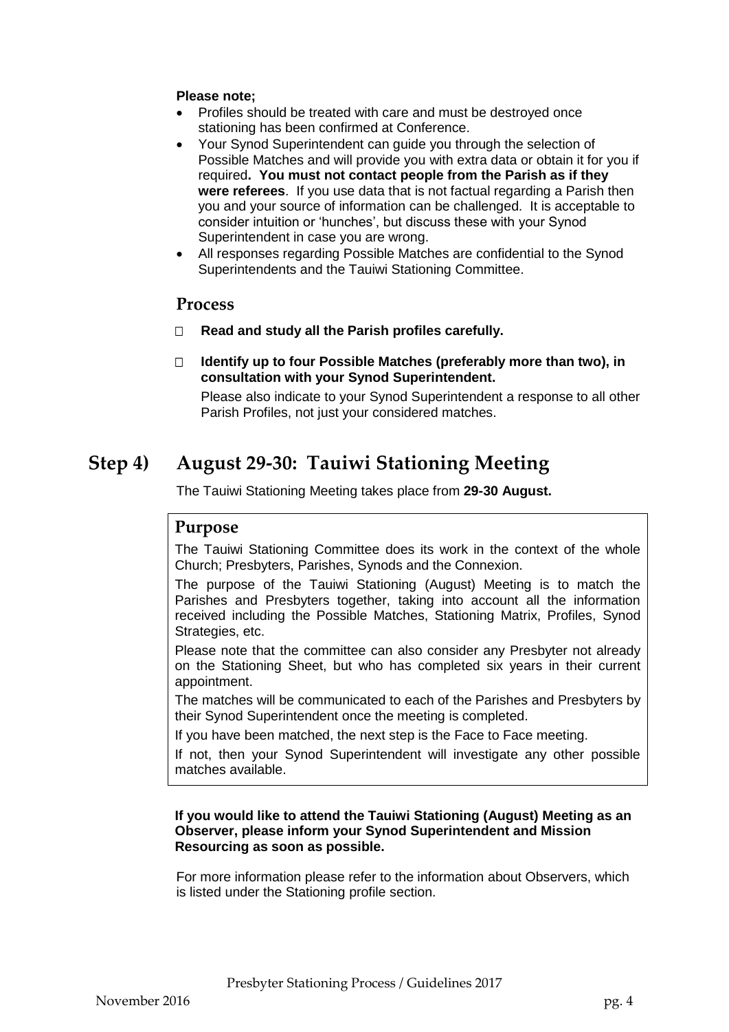**Please note;**

- Profiles should be treated with care and must be destroyed once stationing has been confirmed at Conference.
- Your Synod Superintendent can guide you through the selection of Possible Matches and will provide you with extra data or obtain it for you if required**. You must not contact people from the Parish as if they were referees**. If you use data that is not factual regarding a Parish then you and your source of information can be challenged. It is acceptable to consider intuition or 'hunches', but discuss these with your Synod Superintendent in case you are wrong.
- All responses regarding Possible Matches are confidential to the Synod Superintendents and the Tauiwi Stationing Committee.

### Process

- ☐ **Read and study all the Parish profiles carefully.**
- ☐ **Identify up to four Possible Matches (preferably more than two), in consultation with your Synod Superintendent.**

  Please also indicate to your Synod Superintendent a response to all other Parish Profiles, not just your considered matches.

## Step 4) August 29-30: Tauiwi Stationing Meeting

The Tauiwi Stationing Meeting takes place from **29-30 August.**

### Purpose

The Tauiwi Stationing Committee does its work in the context of the whole Church; Presbyters, Parishes, Synods and the Connexion.

The purpose of the Tauiwi Stationing (August) Meeting is to match the Parishes and Presbyters together, taking into account all the information received including the Possible Matches, Stationing Matrix, Profiles, Synod Strategies, etc.

Please note that the committee can also consider any Presbyter not already on the Stationing Sheet, but who has completed six years in their current appointment.

The matches will be communicated to each of the Parishes and Presbyters by their Synod Superintendent once the meeting is completed.

If you have been matched, the next step is the Face to Face meeting.

If not, then your Synod Superintendent will investigate any other possible matches available.

**If you would like to attend the Tauiwi Stationing (August) Meeting as an Observer, please inform your Synod Superintendent and Mission Resourcing as soon as possible.**

For more information please refer to the information about Observers, which is listed under the Stationing profile section.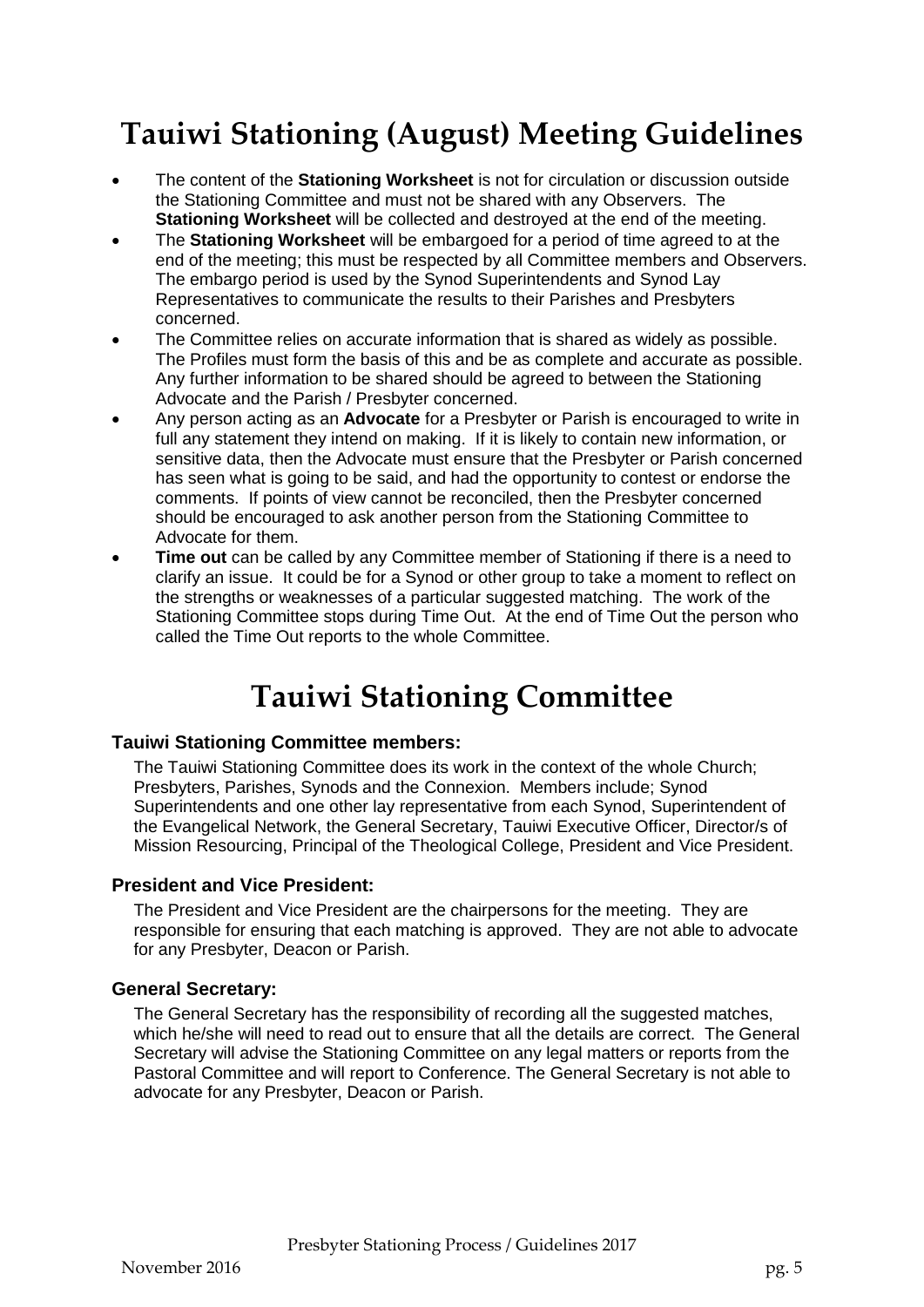# Tauiwi Stationing (August) Meeting Guidelines

- The content of the **Stationing Worksheet** is not for circulation or discussion outside the Stationing Committee and must not be shared with any Observers. The **Stationing Worksheet** will be collected and destroyed at the end of the meeting.
- The **Stationing Worksheet** will be embargoed for a period of time agreed to at the end of the meeting; this must be respected by all Committee members and Observers. The embargo period is used by the Synod Superintendents and Synod Lay Representatives to communicate the results to their Parishes and Presbyters concerned.
- The Committee relies on accurate information that is shared as widely as possible. The Profiles must form the basis of this and be as complete and accurate as possible. Any further information to be shared should be agreed to between the Stationing Advocate and the Parish / Presbyter concerned.
- Any person acting as an **Advocate** for a Presbyter or Parish is encouraged to write in full any statement they intend on making. If it is likely to contain new information, or sensitive data, then the Advocate must ensure that the Presbyter or Parish concerned has seen what is going to be said, and had the opportunity to contest or endorse the comments. If points of view cannot be reconciled, then the Presbyter concerned should be encouraged to ask another person from the Stationing Committee to Advocate for them.
- **Time out** can be called by any Committee member of Stationing if there is a need to clarify an issue. It could be for a Synod or other group to take a moment to reflect on the strengths or weaknesses of a particular suggested matching. The work of the Stationing Committee stops during Time Out. At the end of Time Out the person who called the Time Out reports to the whole Committee.

# Tauiwi Stationing Committee

### Tauiwi Stationing Committee members:

The Tauiwi Stationing Committee does its work in the context of the whole Church; Presbyters, Parishes, Synods and the Connexion. Members include; Synod Superintendents and one other lay representative from each Synod, Superintendent of the Evangelical Network, the General Secretary, Tauiwi Executive Officer, Director/s of Mission Resourcing, Principal of the Theological College, President and Vice President.

### President and Vice President:

The President and Vice President are the chairpersons for the meeting. They are responsible for ensuring that each matching is approved. They are not able to advocate for any Presbyter, Deacon or Parish.

### General Secretary:

The General Secretary has the responsibility of recording all the suggested matches, which he/she will need to read out to ensure that all the details are correct. The General Secretary will advise the Stationing Committee on any legal matters or reports from the Pastoral Committee and will report to Conference. The General Secretary is not able to advocate for any Presbyter, Deacon or Parish.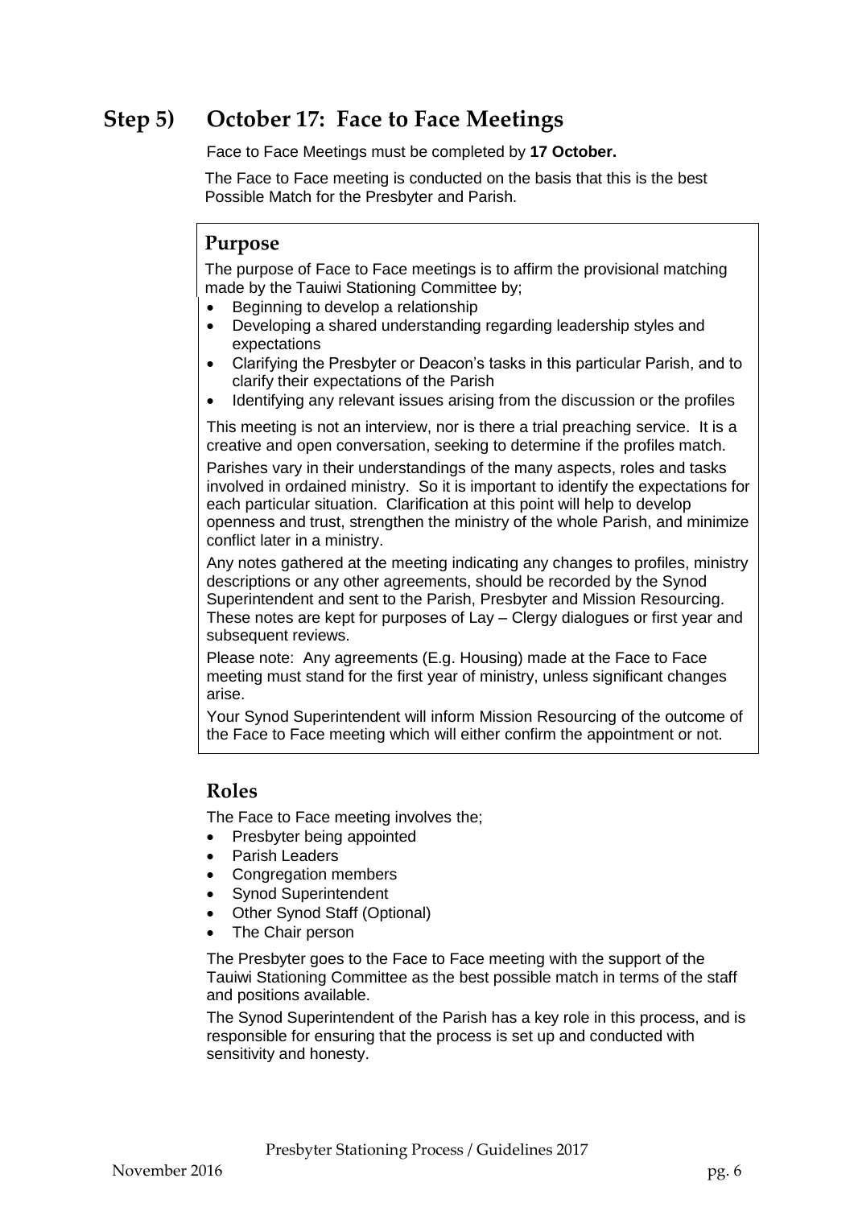## Step 5) October 17: Face to Face Meetings

Face to Face Meetings must be completed by **17 October.**

The Face to Face meeting is conducted on the basis that this is the best Possible Match for the Presbyter and Parish.

### Purpose

The purpose of Face to Face meetings is to affirm the provisional matching made by the Tauiwi Stationing Committee by;

- Beginning to develop a relationship
- Developing a shared understanding regarding leadership styles and expectations
- Clarifying the Presbyter or Deacon's tasks in this particular Parish, and to clarify their expectations of the Parish
- Identifying any relevant issues arising from the discussion or the profiles

This meeting is not an interview, nor is there a trial preaching service. It is a creative and open conversation, seeking to determine if the profiles match.

Parishes vary in their understandings of the many aspects, roles and tasks involved in ordained ministry. So it is important to identify the expectations for each particular situation. Clarification at this point will help to develop openness and trust, strengthen the ministry of the whole Parish, and minimize conflict later in a ministry.

Any notes gathered at the meeting indicating any changes to profiles, ministry descriptions or any other agreements, should be recorded by the Synod Superintendent and sent to the Parish, Presbyter and Mission Resourcing. These notes are kept for purposes of Lay – Clergy dialogues or first year and subsequent reviews.

Please note: Any agreements (E.g. Housing) made at the Face to Face meeting must stand for the first year of ministry, unless significant changes arise.

Your Synod Superintendent will inform Mission Resourcing of the outcome of the Face to Face meeting which will either confirm the appointment or not.

### Roles

The Face to Face meeting involves the;

- Presbyter being appointed
- Parish Leaders
- Congregation members
- Synod Superintendent
- Other Synod Staff (Optional)
- The Chair person

The Presbyter goes to the Face to Face meeting with the support of the Tauiwi Stationing Committee as the best possible match in terms of the staff and positions available.

The Synod Superintendent of the Parish has a key role in this process, and is responsible for ensuring that the process is set up and conducted with sensitivity and honesty.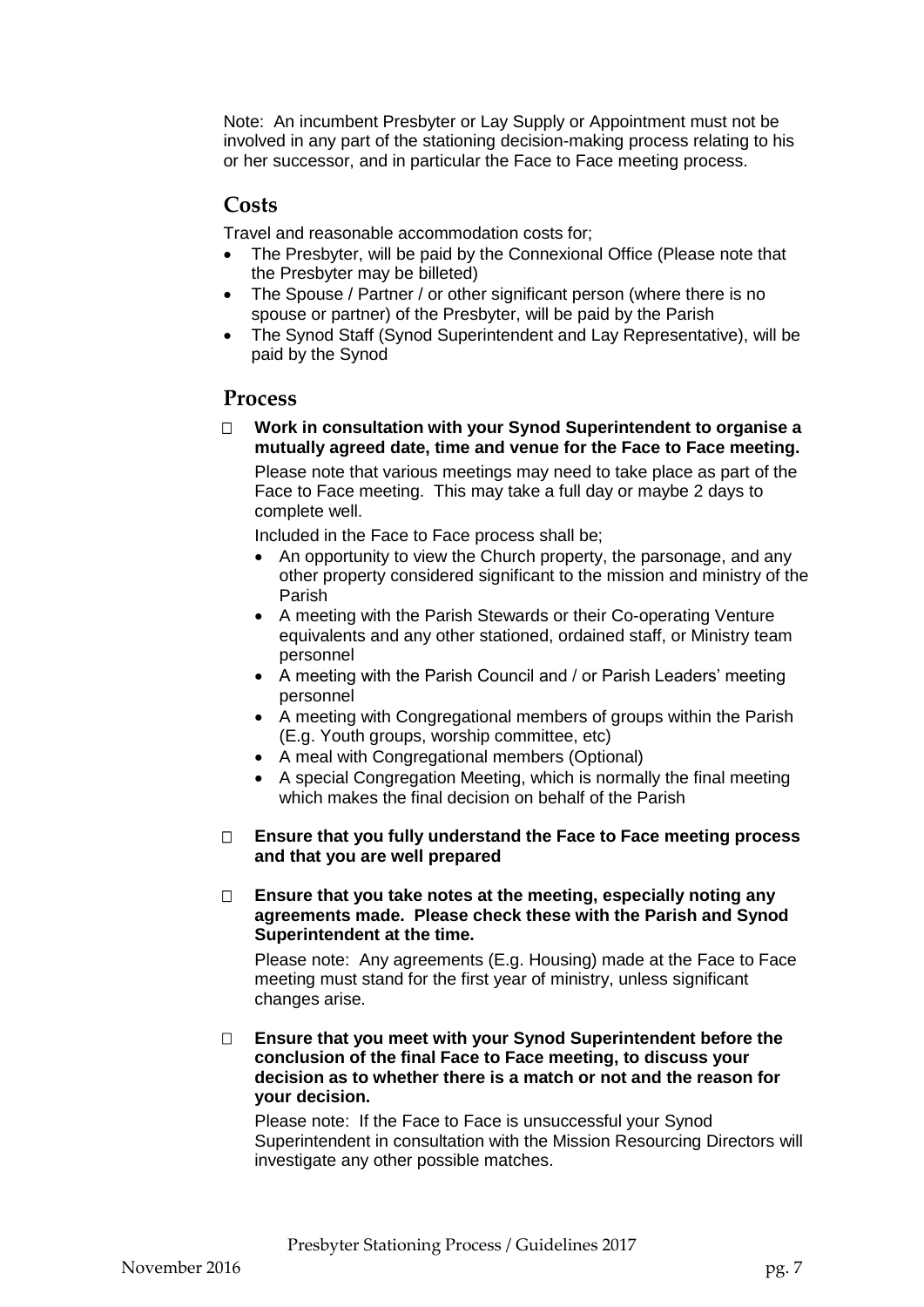Note: An incumbent Presbyter or Lay Supply or Appointment must not be involved in any part of the stationing decision-making process relating to his or her successor, and in particular the Face to Face meeting process.

## Costs

Travel and reasonable accommodation costs for;

- The Presbyter, will be paid by the Connexional Office (Please note that the Presbyter may be billeted)
- The Spouse / Partner / or other significant person (where there is no spouse or partner) of the Presbyter, will be paid by the Parish
- The Synod Staff (Synod Superintendent and Lay Representative), will be paid by the Synod

## Process

- [ ] **Work in consultation with your Synod Superintendent to organise a mutually agreed date, time and venue for the Face to Face meeting.**

  Please note that various meetings may need to take place as part of the Face to Face meeting. This may take a full day or maybe 2 days to complete well.

  Included in the Face to Face process shall be;

  - An opportunity to view the Church property, the parsonage, and any other property considered significant to the mission and ministry of the Parish
  - A meeting with the Parish Stewards or their Co-operating Venture equivalents and any other stationed, ordained staff, or Ministry team personnel
  - A meeting with the Parish Council and / or Parish Leaders' meeting personnel
  - A meeting with Congregational members of groups within the Parish (E.g. Youth groups, worship committee, etc)
  - A meal with Congregational members (Optional)
  - A special Congregation Meeting, which is normally the final meeting which makes the final decision on behalf of the Parish

- [ ] **Ensure that you fully understand the Face to Face meeting process and that you are well prepared**

- [ ] **Ensure that you take notes at the meeting, especially noting any agreements made. Please check these with the Parish and Synod Superintendent at the time.**

  Please note: Any agreements (E.g. Housing) made at the Face to Face meeting must stand for the first year of ministry, unless significant changes arise.

- [ ] **Ensure that you meet with your Synod Superintendent before the conclusion of the final Face to Face meeting, to discuss your decision as to whether there is a match or not and the reason for your decision.**

  Please note: If the Face to Face is unsuccessful your Synod Superintendent in consultation with the Mission Resourcing Directors will investigate any other possible matches.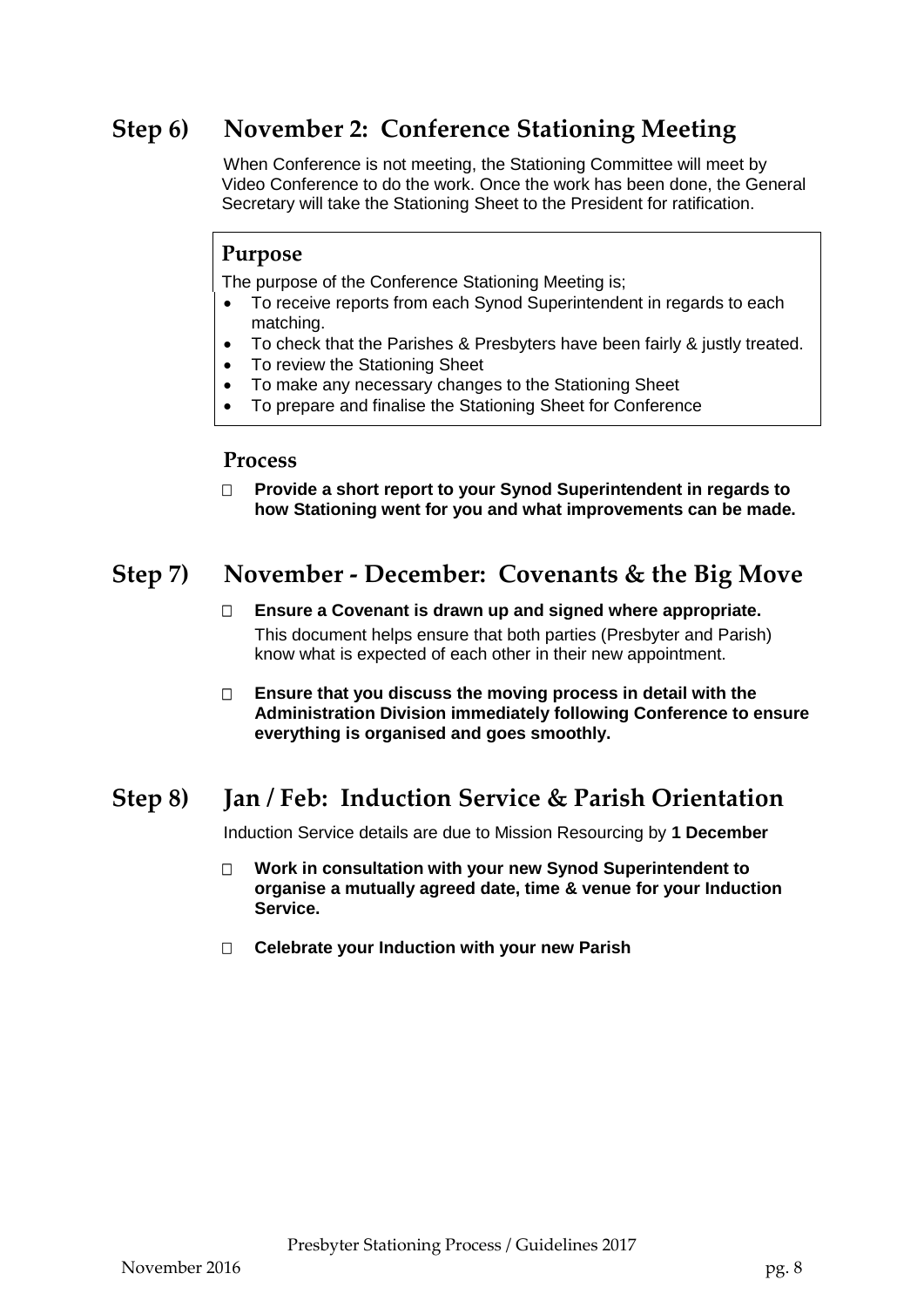## Step 6) November 2: Conference Stationing Meeting

When Conference is not meeting, the Stationing Committee will meet by Video Conference to do the work. Once the work has been done, the General Secretary will take the Stationing Sheet to the President for ratification.

### Purpose

The purpose of the Conference Stationing Meeting is;

- To receive reports from each Synod Superintendent in regards to each matching.
- To check that the Parishes & Presbyters have been fairly & justly treated.
- To review the Stationing Sheet
- To make any necessary changes to the Stationing Sheet
- To prepare and finalise the Stationing Sheet for Conference

### Process

- ☐ **Provide a short report to your Synod Superintendent in regards to how Stationing went for you and what improvements can be made.**

## Step 7) November - December: Covenants & the Big Move

- ☐ **Ensure a Covenant is drawn up and signed where appropriate.**
  This document helps ensure that both parties (Presbyter and Parish) know what is expected of each other in their new appointment.

- ☐ **Ensure that you discuss the moving process in detail with the Administration Division immediately following Conference to ensure everything is organised and goes smoothly.**

## Step 8) Jan / Feb: Induction Service & Parish Orientation

Induction Service details are due to Mission Resourcing by **1 December**

- ☐ **Work in consultation with your new Synod Superintendent to organise a mutually agreed date, time & venue for your Induction Service.**

- ☐ **Celebrate your Induction with your new Parish**